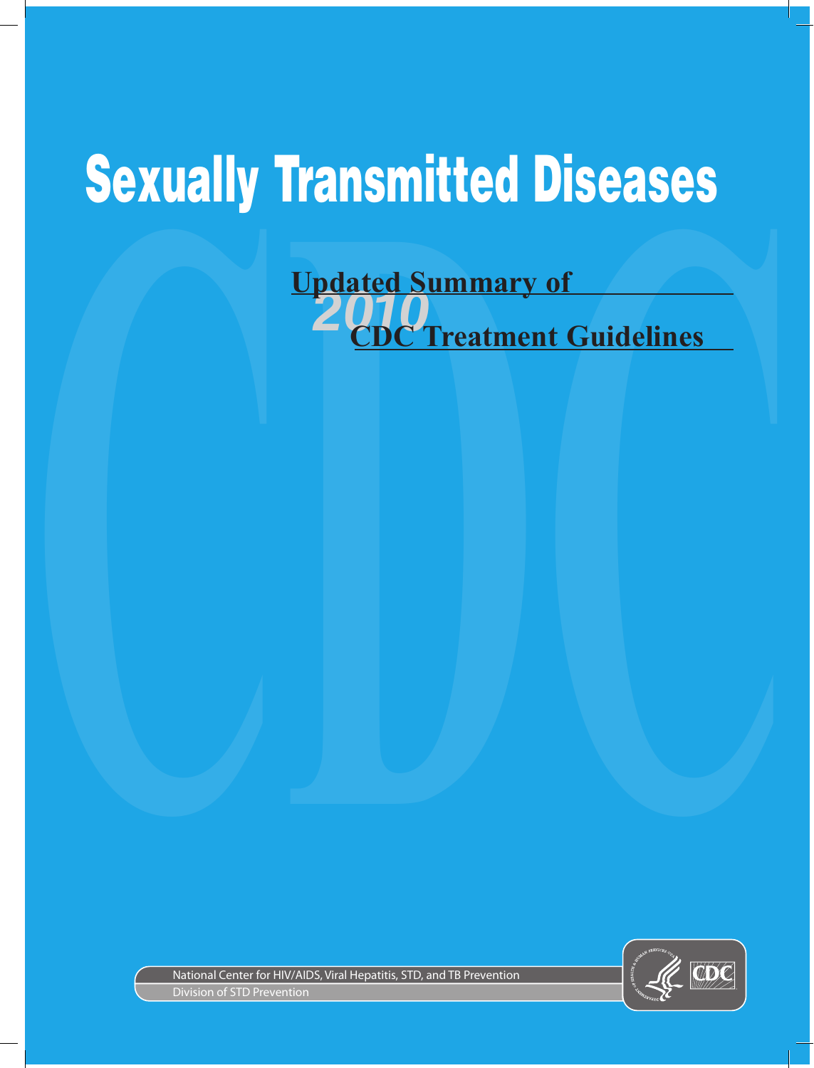# Sexually Transmitted Diseases

## Updated Summary of 2010 CDC Treatment Guidelines

National Center for HIV/AIDS, Viral Hepatitis, STD, and TB Prevention

Division of STD Prevention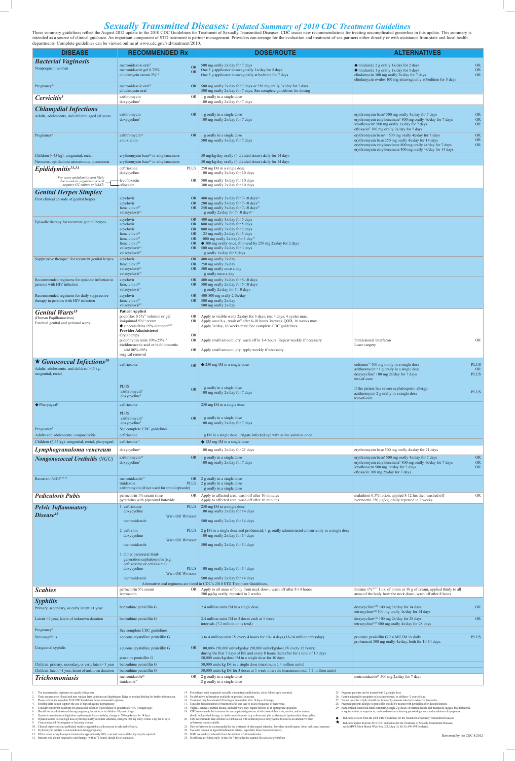# *Sexually Transmitted Diseases: Updated Summary of 2010 CDC Treatment Guidelines*

These summary guidelines reflect the August 2012 update to the 2010 CDC Guidelines for Treatment of Sexually Transmitted Diseases. CDC issues new recommendations for treating uncomplicated gonorrhea in this update. This summary is intended as a source of clinical guidance. An important component of STD treatment is partner management. Providers can arrange for the evaluation and treatment of sex partners either directly or with assistance from state and local health departments. Complete guidelines can be viewed online at www.cdc.gov/std/treatment/2010.

| DISEASE | RECOMMENDED Rx | DOSE/ROUTE | ALTERNATIVES |
|---|---|---|---|
| ***Bacterial Vaginosis*** | | | |
| Nonpregnant women | metronidazole oral[1] OR<br>metronidazole gel 0.75%[1] OR<br>clindamycin cream 2%[1,2] | 500 mg orally 2x/day for 7 days<br>One 5 g applicator intravaginally 1x/day for 5 days<br>One 5 g applicator intravaginally at bedtime for 7 days | ◆ tinidazole 2 g orally 1x/day for 2 days OR<br>◆ tinidazole 1 g orally 1x/day for 5 days OR<br>clindamycin 300 mg orally 2x/day for 7 days OR<br>clindamycin ovules 100 mg intravaginally at bedtime for 3 days |
| Pregnancy[3,4] | metronidazole oral[1] OR<br>clindamycin oral | 500 mg orally 2x/day for 7 days or 250 mg orally 3x/day for 7 days<br>300 mg orally 2x/day for 7 days; See complete guidelines for dosing | |
| ***Cervicitis***[5] | azithromycin OR<br>doxycycline[6] | 1 g orally in a single dose<br>100 mg orally 2x/day for 7 days | |
| ***Chlamydial Infections*** | | | |
| Adults, adolescents, and children aged ≥8 years | azithromycin OR<br>doxycycline[6] | 1 g orally in a single dose<br>100 mg orally 2x/day for 7 days | erythromycin base[7] 500 mg orally 4x/day for 7 days OR<br>erythromycin ethylsuccinate[8] 800 mg orally 4x/day for 7 days OR<br>levofloxacin[9] 500 mg orally 1x/day for 7 days OR<br>ofloxacin[9] 300 mg orally 2x/day for 7 days |
| Pregnancy[3] | azithromycin[10] OR<br>amoxicillin | 1 g orally in a single dose<br>500 mg orally 3x/day for 7 days | erythromycin base[7,11] 500 mg orally 4x/day for 7 days OR<br>erythromycin base 250 mg orally 4x/day for 14 days OR<br>erythromycin ethylsuccinate 800 mg orally 4x/day for 7 days OR<br>erythromycin ethylsuccinate 400 mg orally 4x/day for 14 days |
| Children (<45 kg): urogenital, rectal | erythromycin base[12] or ethylsuccinate | 50 mg/kg/day orally (4 divided doses) daily for 14 days | |
| Neonates: ophthalmia neonatorum, pneumonia | erythromycin base[12] or ethylsuccinate | 50 mg/kg/day orally (4 divided doses) daily for 14 days | |
| ***Epididymitis***[13,14] | ceftriaxone PLUS<br>doxycycline | 250 mg IM in a single dose<br>100 mg orally 2x/day for 10 days | |
| *For acute epididymitis most likely due to enteric organisms or with negative GC culture or NAAT* | levofloxacin OR<br>ofloxacin | 500 mg orally 1x/day for 10 days<br>300 mg orally 2x/day for 10 days | |
| ***Genital Herpes Simplex*** | | | |
| First clinical episode of genital herpes | acyclovir OR<br>acyclovir OR<br>famciclovir[15] OR<br>valacyclovir[15] | 400 mg orally 3x/day for 7-10 days[16]<br>200 mg orally 5x/day for 7-10 days[16]<br>250 mg orally 3x/day for 7-10 days[16]<br>1 g orally 2x/day for 7-10 days[16] | |
| Episodic therapy for recurrent genital herpes | acyclovir OR<br>acyclovir OR<br>acyclovir OR<br>famciclovir[15] OR<br>famciclovir[15] OR<br>famciclovir[15] OR<br>valacyclovir[15] OR<br>valacyclovir[15] | 400 mg orally 3x/day for 5 days<br>800 mg orally 2x/day for 5 days<br>800 mg orally 3x/day for 2 days<br>125 mg orally 2x/day for 5 days<br>1000 mg orally 2x/day for 1 day[16]<br>◆ 500 mg orally once, followed by 250 mg 2x/day for 2 days<br>500 mg orally 2x/day for 3 days<br>1 g orally 1x/day for 5 days | |
| Suppressive therapy[17] for recurrent genital herpes | acyclovir OR<br>famciclovir[15] OR<br>valacyclovir[15] OR<br>valacyclovir[15] | 400 mg orally 2x/day<br>250 mg orally 2x/day<br>500 mg orally once a day<br>1 g orally once a day | |
| Recommended regimens for episodic infection in persons with HIV infection | acyclovir OR<br>famciclovir[15] OR<br>valacyclovir[15] | 400 mg orally 3x/day for 5-10 days<br>500 mg orally 2x/day for 5-10 days<br>1 g orally 2x/day for 5-10 days | |
| Recommended regimens for daily suppressive therapy in persons with HIV infection | acyclovir OR<br>famciclovir[15] OR<br>valacyclovir[15] | 400-800 mg orally 2-3x/day<br>500 mg orally 2x/day<br>500 mg orally 2x/day | |
| ***Genital Warts***[18]<br>(Human Papillomavirus)<br>External genital and perianal warts | **Patient Applied**<br>podofilox 0.5%[15] solution or gel OR<br>imiquimod 5%[15] cream OR<br>◆ sinecatechins 15% ointment[2,15]<br>**Provider Administered**<br>Cryotherapy OR<br>podophyllin resin 10%-25%[15] OR<br>trichloroacetic acid or bichloroacetic acid 80%-90% OR<br>surgical removal | Apply to visible warts 2x/day for 3 days, rest 4 days, 4 cycles max.<br>Apply once h.s., wash off after 6-10 hours 3x/week QOD, 16 weeks max.<br>Apply 3x/day, 16 weeks max; See complete CDC guidelines.<br><br>Apply small amount, dry, wash off in 1-4 hours. Repeat weekly if necessary<br><br>Apply small amount, dry, apply weekly if necessary | Intralesional interferon OR<br>Laser surgery |
| ★ ***Gonococcal Infections***[19] | | | |
| Adults, adolescents, and children >45 kg: urogenital, rectal | ceftriaxone OR<br><br>PLUS<br>azithromycin[6] OR<br>doxycycline[6] | ◆ 250 mg IM in a single dose<br><br>1 g orally in a single dose<br>100 mg orally 2x/day for 7 days | cefixime[20] 400 mg orally in a single dose PLUS<br>azithromycin[10] 1 g orally in a single dose OR<br>doxycycline[6] 100 mg 2x/day for 7 days PLUS<br>test-of-cure<br><br>If the patient has severe cephalosporin allergy:<br>azithromycin 2 g orally in a single dose PLUS<br>test-of-cure |
| ◆ Pharyngeal[21] | ceftriaxone<br><br>PLUS<br>azithromycin[6] OR<br>doxycycline[6] | 250 mg IM in a single dose<br><br>1 g orally in a single dose<br>100 mg orally 2x/day for 7 days | |
| Pregnancy[3] | See complete CDC guidelines. | | |
| Adults and adolescents: conjunctivitis | ceftriaxone | 1 g IM in a single dose, irrigate infected eye with saline solution once | |
| Children (≤45 kg): urogenital, rectal, pharyngeal | ceftriaxone[22] | ◆ 125 mg IM in a single dose | |
| ***Lymphogranuloma venereum*** | doxycycline[6] | 100 mg orally 2x/day for 21 days | erythromycin base 500 mg orally 4x/day for 21 days |
| ***Nongonococcal Urethritis*** (NGU) | azithromycin[10] OR<br>doxycycline[6] | 1 g orally in a single dose<br>100 mg orally 2x/day for 7 days | erythromycin base[7] 500 mg orally 4x/day for 7 days OR<br>erythromycin ethylsuccinate[8] 800 mg orally 4x/day for 7 days OR<br>levofloxacin 500 mg 1x/day for 7 days OR<br>ofloxacin 300 mg 2x/day for 7 days |
| Recurrent NGU[5,23,24] | metronidazole[25] OR<br>tinidazole PLUS<br>azithromycin (if not used for initial episode) | 2 g orally in a single dose<br>2 g orally in a single dose<br>1 g orally in a single dose | |
| ***Pediculosis Pubis*** | permethrin 1% cream rinse OR<br>pyrethrins with piperonyl butoxide | Apply to affected area, wash off after 10 minutes<br>Apply to affected area, wash off after 10 minutes | malathion 0.5% lotion, applied 8-12 hrs then washed off OR<br>ivermectin 250 µg/kg, orally repeated in 2 weeks |
| ***Pelvic Inflammatory Disease***[13] | 1. ceftriaxone PLUS<br>doxycycline<br>WITH OR WITHOUT<br>metronidazole<br><br>2. cefoxitin PLUS<br>doxycycline<br>WITH OR WITHOUT<br>metronidazole<br><br>3. Other parenteral third-generation cephalosporin (e.g. ceftizoxime or cefotaxime)<br>doxycycline PLUS<br>WITH OR WITHOUT<br>metronidazole | 250 mg IM in a single dose<br>100 mg orally 2x/day for 14 days<br><br>500 mg orally 2x/day for 14 days<br><br>2 g IM in a single dose and probenecid, 1 g, orally administered concurrently in a single dose<br>100 mg orally 2x/day for 14 days<br><br>500 mg orally 2x/day for 14 days<br><br><br>100 mg orally 2x/day for 14 days<br><br>500 mg orally 2x/day for 14 days<br>Alternative oral regimens are listed in CDC's 2010 STD Treatment Guidelines. | |
| ***Scabies*** | permethrin 5% cream OR<br>ivermectin | Apply to all areas of body from neck down, wash off after 8-14 hours<br>200 µg/kg orally, repeated in 2 weeks | lindane 1%[26,27] 1 oz. of lotion or 30 g of cream, applied thinly to all areas of the body from the neck down, wash off after 8 hours |
| ***Syphilis*** | | | |
| Primary, secondary, or early latent <1 year | benzathine penicillin G | 2.4 million units IM in a single dose | doxycycline[6,28] 100 mg 2x/day for 14 days OR<br>tetracycline[6,28] 500 mg orally 4x/day for 14 days |
| Latent >1 year, latent of unknown duration | benzathine penicillin G | 2.4 million units IM in 3 doses each at 1 week intervals (7.2 million units total) | doxycycline[6,28] 100 mg 2x/day for 28 days OR<br>tetracycline[6,28] 500 mg orally 4x/day for 28 days |
| Pregnancy[3] | See complete CDC guidelines. | | |
| Neurosyphilis | aqueous crystalline penicillin G | 3 to 4 million units IV every 4 hours for 10-14 days (18-24 million units/day) | procaine penicillin G 2.4 MU IM 1x daily PLUS<br>probenecid 500 mg orally 4x/day, both for 10-14 days. |
| Congenital syphilis | aqueous crystalline penicillin G OR<br><br>procaine penicillin G | 100,000-150,000 units/kg/day (50,000 units/kg/dose IV every 12 hours) during the first 7 days of life and every 8 hours thereafter for a total of 10 days<br>50,000 units/kg/dose IM in a single dose for 10 days | |
| Children: primary, secondary, or early latent <1 year | benzathine penicillin G | 50,000 units/kg IM in a single dose (maximum 2.4 million units) | |
| Children: latent >1 year, latent of unknown duration | benzathine penicillin G | 50,000 units/kg IM for 3 doses at 1 week intervals (maximum total 7.2 million units) | |
| ***Trichomoniasis*** | metronidazole[25] OR<br>tinidazole[29] | 2 g orally in a single dose<br>2 g orally in a single dose | metronidazole[25] 500 mg 2x/day for 7 days |

1. The recommended regimens are equally efficacious.
2. These creams are oil-based and may weaken latex condoms and diaphragms. Refer to product labeling for further information.
3. Please refer to the complete 2010 CDC Guidelines for recommended regimens.
4. Existing data do not support the use of topical agents in pregnancy.
5. Consider concurrent treatment for gonococcal infection if prevalence of gonorrhea is >5% (younger age).
6. Should not be administered during pregnancy, lactation, or to children <8 years of age.
7. If patient cannot tolerate high-dose erythromycin base schedules, change to 250 mg 4x/day for 14 days.
8. If patient cannot tolerate high-dose erythromycin ethylsuccinate schedules, change to 400 mg orally 4 times a day for 14 days.
9. Contraindicated for pregnant or lactating women.
10. Clinical experience and published studies suggest that azithromycin is safe and effective.
11. Erythromycin estolate is contraindicated during pregnancy.
12. Effectiveness of erythromycin treatment is approximately 80%; a second course of therapy may be required.
13. Patients who do not respond to oral therapy (within 72 hours) should be re-evaluated.
14. For patients with suspected sexually transmitted epididymitis, close follow-up is essential.
15. No definitive information available on prenatal exposure.
16. Treatment may be extended if healing is incomplete after 10 days of therapy.
17. Consider discontinuation of treatment after one year to assess frequency of recurrence.
18. Vaginal, cervical, urethral meatal, and anal warts may require referral to an appropriate specialist.
19. CDC recommends that treatment for uncomplicated gonococcal infections of the cervix, urethra, and/or rectum should include dual therapy, i.e. both a cephalosporin (e.g. ceftriaxone) plus azithromycin (preferred) or doxycycline
20. CDC recommends that cefixime in combination with azithromycin or doxycycline be used as an alternative when ceftriaxone is not available.
21. Only ceftriaxone is recommended for the treatment of pharyngeal infection. Providers should inquire about oral sexual exposure.
22. Use with caution in hyperbilirubinemic infants, especially those born prematurely.
23. MSM are unlikely to benefit from the addition of nitroimidazoles.
24. Moxifloxacin 400mg orally 1x/day for 7 days effective against *Mycoplasma genitalium*
25. Pregnant patients can be treated with 2 g single dose.
26. Contraindicated for pregnant or lactating women, or children <2 years of age.
27. Do not use after a bath; should not be used by persons who have extensive dermatitis.
28. Pregnant patients allergic to penicillin should be treated with penicillin after desensitization.
29. Randomized controlled trials comparing single 2 g doses of metronidazole and tinidazole suggest that tinidazole is equivalent to, or superior to, metronidazole in achieving parasitologic cure and resolution of symptoms.

◆ Indicates revision from the 2006 CDC Guidelines for the Treatment of Sexually Transmitted Diseases.

★ Indicates update from the 2010 CDC Guidelines for the Treatment of Sexually Transmitted Diseases; see MMWR Morb Mortal Wkly Rep. 2012 Aug 10; 61(31):590-594 for details.

Reviewed by the CDC 8/2012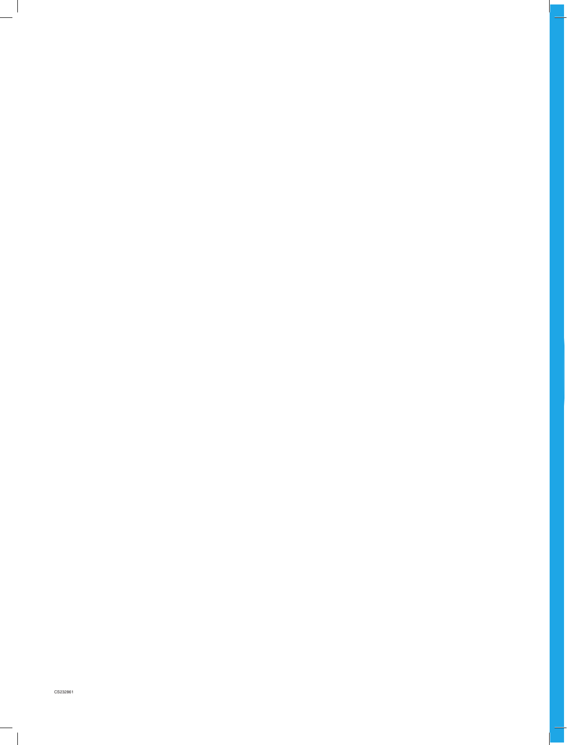CS232861